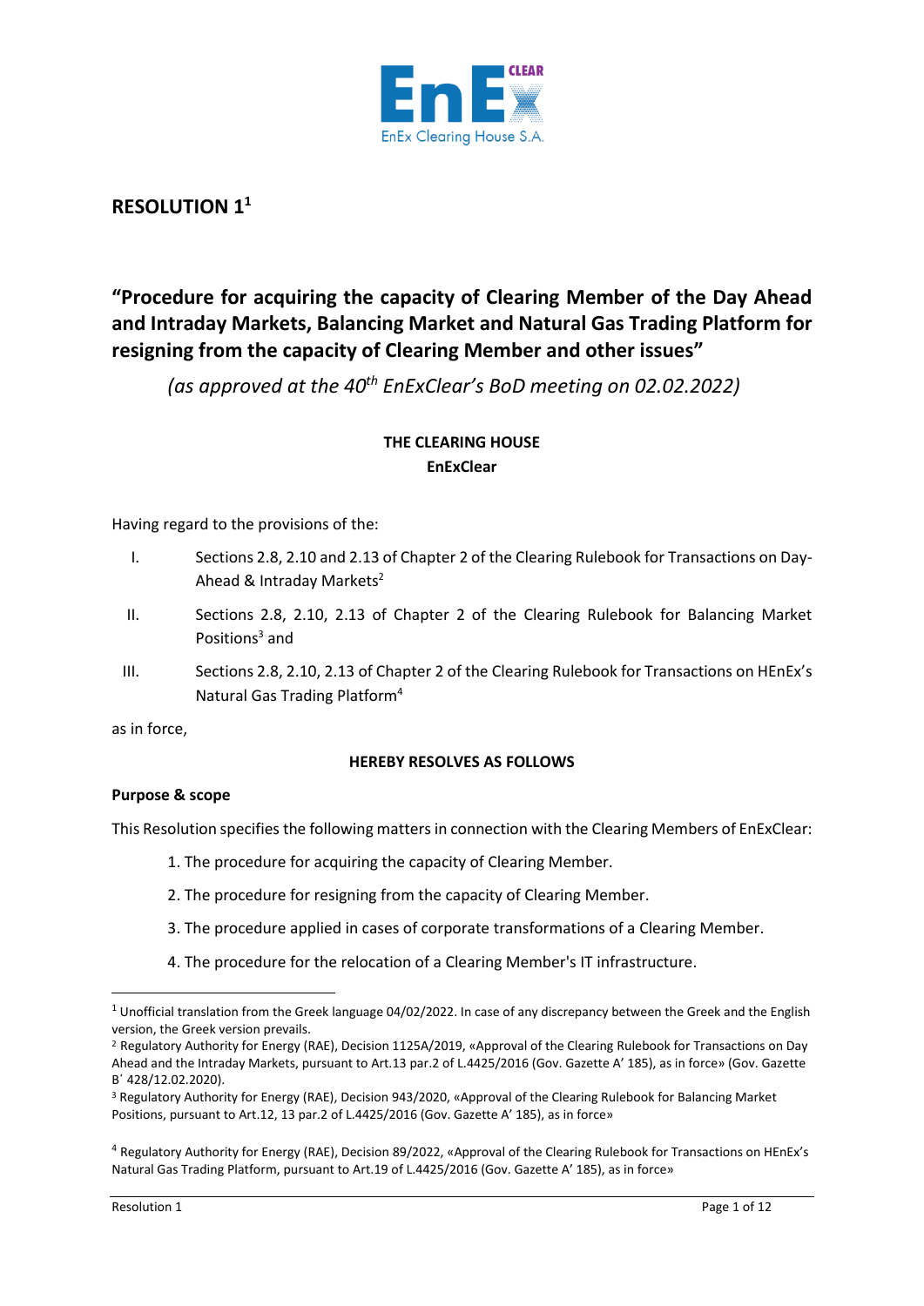# RESOLUTION 1[1]

## "Procedure for acquiring the capacity of Clearing Member of the Day Ahead and Intraday Markets, Balancing Market and Natural Gas Trading Platform for resigning from the capacity of Clearing Member and other issues"

*(as approved at the 40th EnExClear's BoD meeting on 02.02.2022)*

**THE CLEARING HOUSE**
**EnExClear**

Having regard to the provisions of the:

I. Sections 2.8, 2.10 and 2.13 of Chapter 2 of the Clearing Rulebook for Transactions on Day-Ahead & Intraday Markets[2]

II. Sections 2.8, 2.10, 2.13 of Chapter 2 of the Clearing Rulebook for Balancing Market Positions[3] and

III. Sections 2.8, 2.10, 2.13 of Chapter 2 of the Clearing Rulebook for Transactions on HEnEx's Natural Gas Trading Platform[4]

as in force,

**HEREBY RESOLVES AS FOLLOWS**

**Purpose & scope**

This Resolution specifies the following matters in connection with the Clearing Members of EnExClear:

1. The procedure for acquiring the capacity of Clearing Member.
2. The procedure for resigning from the capacity of Clearing Member.
3. The procedure applied in cases of corporate transformations of a Clearing Member.
4. The procedure for the relocation of a Clearing Member's IT infrastructure.

---

[1] Unofficial translation from the Greek language 04/02/2022. In case of any discrepancy between the Greek and the English version, the Greek version prevails.

[2] Regulatory Authority for Energy (RAE), Decision 1125A/2019, «Approval of the Clearing Rulebook for Transactions on Day Ahead and the Intraday Markets, pursuant to Art.13 par.2 of L.4425/2016 (Gov. Gazette A' 185), as in force» (Gov. Gazette B΄ 428/12.02.2020).

[3] Regulatory Authority for Energy (RAE), Decision 943/2020, «Approval of the Clearing Rulebook for Balancing Market Positions, pursuant to Art.12, 13 par.2 of L.4425/2016 (Gov. Gazette A' 185), as in force»

[4] Regulatory Authority for Energy (RAE), Decision 89/2022, «Approval of the Clearing Rulebook for Transactions on HEnEx's Natural Gas Trading Platform, pursuant to Art.19 of L.4425/2016 (Gov. Gazette A' 185), as in force»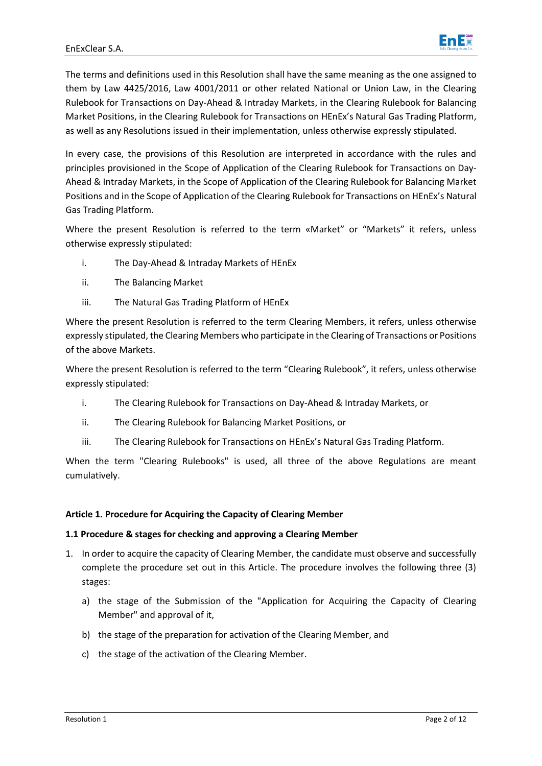The terms and definitions used in this Resolution shall have the same meaning as the one assigned to them by Law 4425/2016, Law 4001/2011 or other related National or Union Law, in the Clearing Rulebook for Transactions on Day-Ahead & Intraday Markets, in the Clearing Rulebook for Balancing Market Positions, in the Clearing Rulebook for Transactions on HEnEx's Natural Gas Trading Platform, as well as any Resolutions issued in their implementation, unless otherwise expressly stipulated.

In every case, the provisions of this Resolution are interpreted in accordance with the rules and principles provisioned in the Scope of Application of the Clearing Rulebook for Transactions on Day-Ahead & Intraday Markets, in the Scope of Application of the Clearing Rulebook for Balancing Market Positions and in the Scope of Application of the Clearing Rulebook for Transactions on HEnEx's Natural Gas Trading Platform.

Where the present Resolution is referred to the term «Market" or "Markets" it refers, unless otherwise expressly stipulated:

i. The Day-Ahead & Intraday Markets of HEnEx

ii. The Balancing Market

iii. The Natural Gas Trading Platform of HEnEx

Where the present Resolution is referred to the term Clearing Members, it refers, unless otherwise expressly stipulated, the Clearing Members who participate in the Clearing of Transactions or Positions of the above Markets.

Where the present Resolution is referred to the term "Clearing Rulebook", it refers, unless otherwise expressly stipulated:

i. The Clearing Rulebook for Transactions on Day-Ahead & Intraday Markets, or

ii. The Clearing Rulebook for Balancing Market Positions, or

iii. The Clearing Rulebook for Transactions on HEnEx's Natural Gas Trading Platform.

When the term "Clearing Rulebooks" is used, all three of the above Regulations are meant cumulatively.

## Article 1. Procedure for Acquiring the Capacity of Clearing Member

### 1.1 Procedure & stages for checking and approving a Clearing Member

1. In order to acquire the capacity of Clearing Member, the candidate must observe and successfully complete the procedure set out in this Article. The procedure involves the following three (3) stages:

   a) the stage of the Submission of the "Application for Acquiring the Capacity of Clearing Member" and approval of it,

   b) the stage of the preparation for activation of the Clearing Member, and

   c) the stage of the activation of the Clearing Member.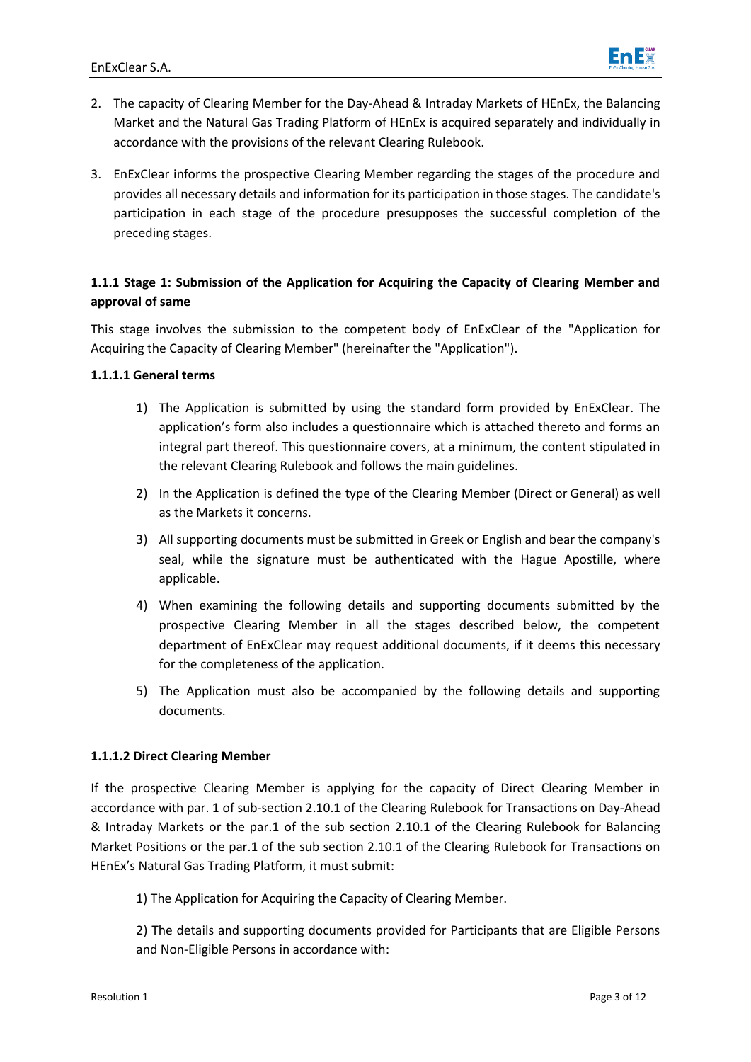2. The capacity of Clearing Member for the Day-Ahead & Intraday Markets of HEnEx, the Balancing Market and the Natural Gas Trading Platform of HEnEx is acquired separately and individually in accordance with the provisions of the relevant Clearing Rulebook.

3. EnExClear informs the prospective Clearing Member regarding the stages of the procedure and provides all necessary details and information for its participation in those stages. The candidate's participation in each stage of the procedure presupposes the successful completion of the preceding stages.

### 1.1.1 Stage 1: Submission of the Application for Acquiring the Capacity of Clearing Member and approval of same

This stage involves the submission to the competent body of EnExClear of the "Application for Acquiring the Capacity of Clearing Member" (hereinafter the "Application").

#### 1.1.1.1 General terms

1) The Application is submitted by using the standard form provided by EnExClear. The application's form also includes a questionnaire which is attached thereto and forms an integral part thereof. This questionnaire covers, at a minimum, the content stipulated in the relevant Clearing Rulebook and follows the main guidelines.

2) In the Application is defined the type of the Clearing Member (Direct or General) as well as the Markets it concerns.

3) All supporting documents must be submitted in Greek or English and bear the company's seal, while the signature must be authenticated with the Hague Apostille, where applicable.

4) When examining the following details and supporting documents submitted by the prospective Clearing Member in all the stages described below, the competent department of EnExClear may request additional documents, if it deems this necessary for the completeness of the application.

5) The Application must also be accompanied by the following details and supporting documents.

#### 1.1.1.2 Direct Clearing Member

If the prospective Clearing Member is applying for the capacity of Direct Clearing Member in accordance with par. 1 of sub-section 2.10.1 of the Clearing Rulebook for Transactions on Day-Ahead & Intraday Markets or the par.1 of the sub section 2.10.1 of the Clearing Rulebook for Balancing Market Positions or the par.1 of the sub section 2.10.1 of the Clearing Rulebook for Transactions on HEnEx's Natural Gas Trading Platform, it must submit:

1) The Application for Acquiring the Capacity of Clearing Member.

2) The details and supporting documents provided for Participants that are Eligible Persons and Non-Eligible Persons in accordance with: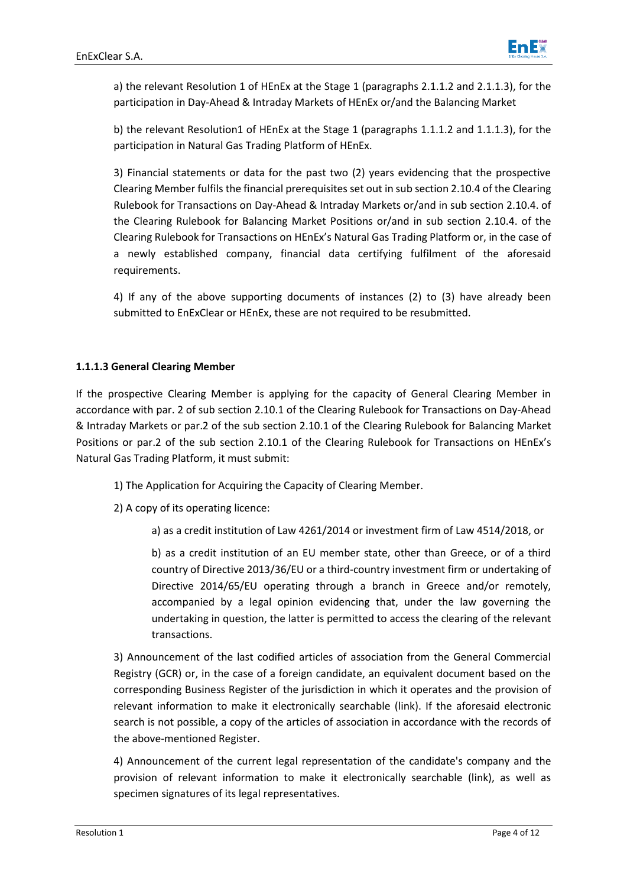a) the relevant Resolution 1 of HEnEx at the Stage 1 (paragraphs 2.1.1.2 and 2.1.1.3), for the participation in Day-Ahead & Intraday Markets of HEnEx or/and the Balancing Market

b) the relevant Resolution1 of HEnEx at the Stage 1 (paragraphs 1.1.1.2 and 1.1.1.3), for the participation in Natural Gas Trading Platform of HEnEx.

3) Financial statements or data for the past two (2) years evidencing that the prospective Clearing Member fulfils the financial prerequisites set out in sub section 2.10.4 of the Clearing Rulebook for Transactions on Day-Ahead & Intraday Markets or/and in sub section 2.10.4. of the Clearing Rulebook for Balancing Market Positions or/and in sub section 2.10.4. of the Clearing Rulebook for Transactions on HEnEx's Natural Gas Trading Platform or, in the case of a newly established company, financial data certifying fulfilment of the aforesaid requirements.

4) If any of the above supporting documents of instances (2) to (3) have already been submitted to EnExClear or HEnEx, these are not required to be resubmitted.

#### 1.1.1.3 General Clearing Member

If the prospective Clearing Member is applying for the capacity of General Clearing Member in accordance with par. 2 of sub section 2.10.1 of the Clearing Rulebook for Transactions on Day-Ahead & Intraday Markets or par.2 of the sub section 2.10.1 of the Clearing Rulebook for Balancing Market Positions or par.2 of the sub section 2.10.1 of the Clearing Rulebook for Transactions on HEnEx's Natural Gas Trading Platform, it must submit:

1) The Application for Acquiring the Capacity of Clearing Member.

2) A copy of its operating licence:

a) as a credit institution of Law 4261/2014 or investment firm of Law 4514/2018, or

b) as a credit institution of an EU member state, other than Greece, or of a third country of Directive 2013/36/EU or a third-country investment firm or undertaking of Directive 2014/65/EU operating through a branch in Greece and/or remotely, accompanied by a legal opinion evidencing that, under the law governing the undertaking in question, the latter is permitted to access the clearing of the relevant transactions.

3) Announcement of the last codified articles of association from the General Commercial Registry (GCR) or, in the case of a foreign candidate, an equivalent document based on the corresponding Business Register of the jurisdiction in which it operates and the provision of relevant information to make it electronically searchable (link). If the aforesaid electronic search is not possible, a copy of the articles of association in accordance with the records of the above-mentioned Register.

4) Announcement of the current legal representation of the candidate's company and the provision of relevant information to make it electronically searchable (link), as well as specimen signatures of its legal representatives.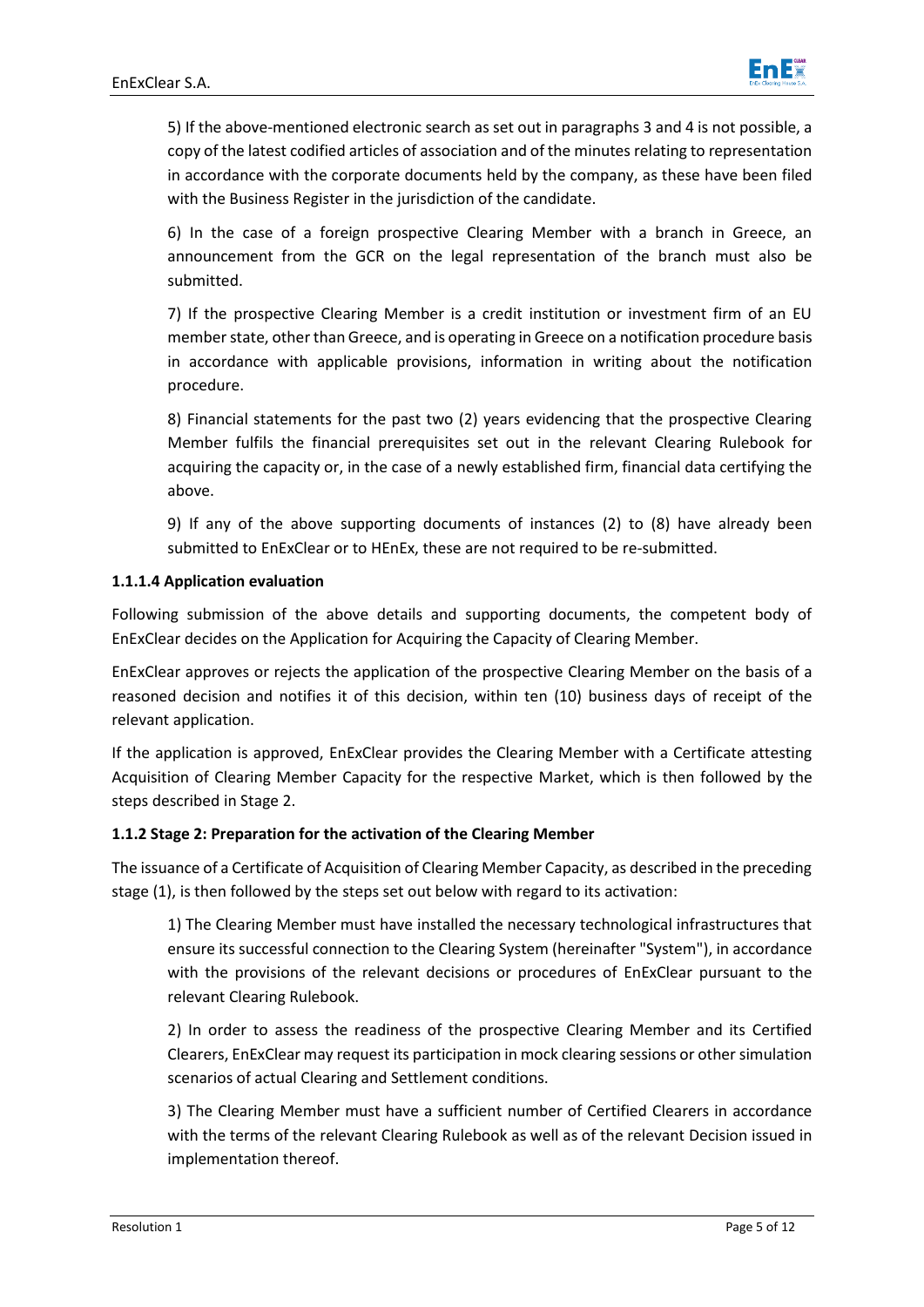5) If the above-mentioned electronic search as set out in paragraphs 3 and 4 is not possible, a copy of the latest codified articles of association and of the minutes relating to representation in accordance with the corporate documents held by the company, as these have been filed with the Business Register in the jurisdiction of the candidate.

6) In the case of a foreign prospective Clearing Member with a branch in Greece, an announcement from the GCR on the legal representation of the branch must also be submitted.

7) If the prospective Clearing Member is a credit institution or investment firm of an EU member state, other than Greece, and is operating in Greece on a notification procedure basis in accordance with applicable provisions, information in writing about the notification procedure.

8) Financial statements for the past two (2) years evidencing that the prospective Clearing Member fulfils the financial prerequisites set out in the relevant Clearing Rulebook for acquiring the capacity or, in the case of a newly established firm, financial data certifying the above.

9) If any of the above supporting documents of instances (2) to (8) have already been submitted to EnExClear or to HEnEx, these are not required to be re-submitted.

#### 1.1.1.4 Application evaluation

Following submission of the above details and supporting documents, the competent body of EnExClear decides on the Application for Acquiring the Capacity of Clearing Member.

EnExClear approves or rejects the application of the prospective Clearing Member on the basis of a reasoned decision and notifies it of this decision, within ten (10) business days of receipt of the relevant application.

If the application is approved, EnExClear provides the Clearing Member with a Certificate attesting Acquisition of Clearing Member Capacity for the respective Market, which is then followed by the steps described in Stage 2.

### 1.1.2 Stage 2: Preparation for the activation of the Clearing Member

The issuance of a Certificate of Acquisition of Clearing Member Capacity, as described in the preceding stage (1), is then followed by the steps set out below with regard to its activation:

1) The Clearing Member must have installed the necessary technological infrastructures that ensure its successful connection to the Clearing System (hereinafter "System"), in accordance with the provisions of the relevant decisions or procedures of EnExClear pursuant to the relevant Clearing Rulebook.

2) In order to assess the readiness of the prospective Clearing Member and its Certified Clearers, EnExClear may request its participation in mock clearing sessions or other simulation scenarios of actual Clearing and Settlement conditions.

3) The Clearing Member must have a sufficient number of Certified Clearers in accordance with the terms of the relevant Clearing Rulebook as well as of the relevant Decision issued in implementation thereof.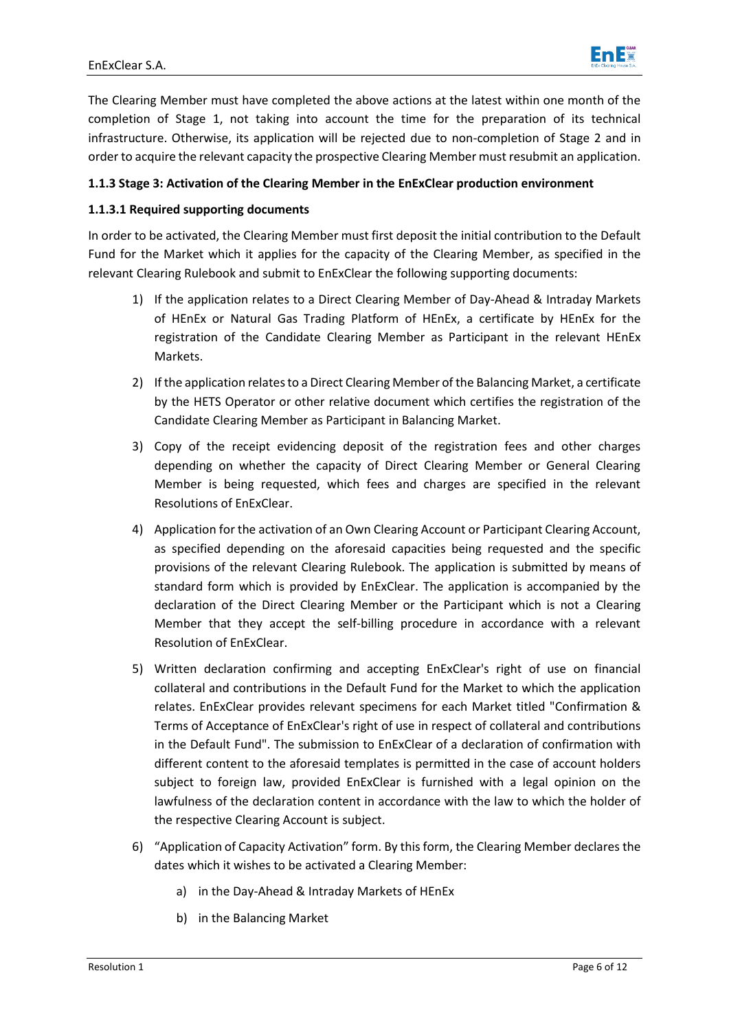The Clearing Member must have completed the above actions at the latest within one month of the completion of Stage 1, not taking into account the time for the preparation of its technical infrastructure. Otherwise, its application will be rejected due to non-completion of Stage 2 and in order to acquire the relevant capacity the prospective Clearing Member must resubmit an application.

### 1.1.3 Stage 3: Activation of the Clearing Member in the EnExClear production environment

#### 1.1.3.1 Required supporting documents

In order to be activated, the Clearing Member must first deposit the initial contribution to the Default Fund for the Market which it applies for the capacity of the Clearing Member, as specified in the relevant Clearing Rulebook and submit to EnExClear the following supporting documents:

1) If the application relates to a Direct Clearing Member of Day-Ahead & Intraday Markets of HEnEx or Natural Gas Trading Platform of HEnEx, a certificate by HEnEx for the registration of the Candidate Clearing Member as Participant in the relevant HEnEx Markets.

2) If the application relates to a Direct Clearing Member of the Balancing Market, a certificate by the HETS Operator or other relative document which certifies the registration of the Candidate Clearing Member as Participant in Balancing Market.

3) Copy of the receipt evidencing deposit of the registration fees and other charges depending on whether the capacity of Direct Clearing Member or General Clearing Member is being requested, which fees and charges are specified in the relevant Resolutions of EnExClear.

4) Application for the activation of an Own Clearing Account or Participant Clearing Account, as specified depending on the aforesaid capacities being requested and the specific provisions of the relevant Clearing Rulebook. The application is submitted by means of standard form which is provided by EnExClear. The application is accompanied by the declaration of the Direct Clearing Member or the Participant which is not a Clearing Member that they accept the self-billing procedure in accordance with a relevant Resolution of EnExClear.

5) Written declaration confirming and accepting EnExClear's right of use on financial collateral and contributions in the Default Fund for the Market to which the application relates. EnExClear provides relevant specimens for each Market titled "Confirmation & Terms of Acceptance of EnExClear's right of use in respect of collateral and contributions in the Default Fund". The submission to EnExClear of a declaration of confirmation with different content to the aforesaid templates is permitted in the case of account holders subject to foreign law, provided EnExClear is furnished with a legal opinion on the lawfulness of the declaration content in accordance with the law to which the holder of the respective Clearing Account is subject.

6) "Application of Capacity Activation" form. By this form, the Clearing Member declares the dates which it wishes to be activated a Clearing Member:

   a) in the Day-Ahead & Intraday Markets of HEnEx

   b) in the Balancing Market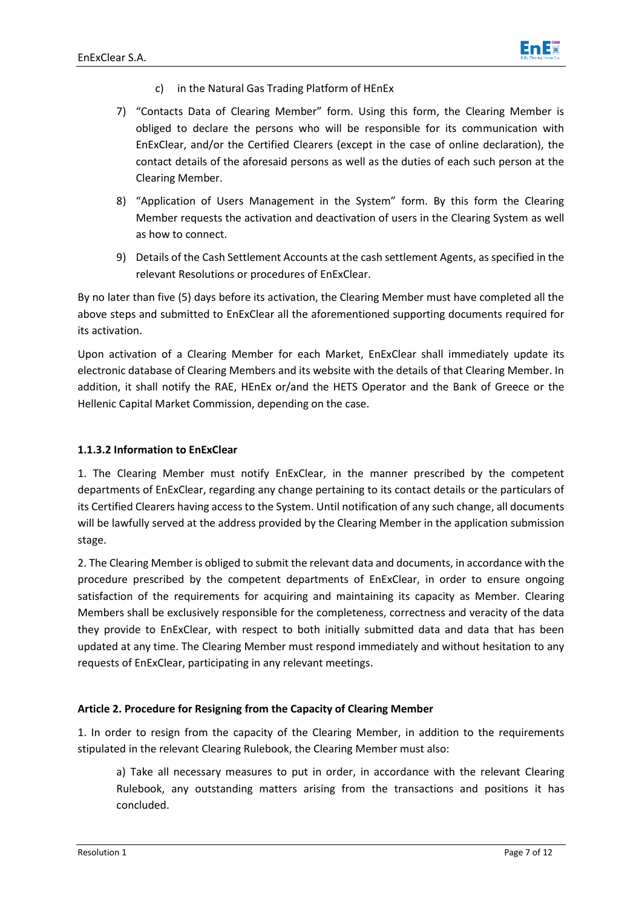c) in the Natural Gas Trading Platform of HEnEx

7) "Contacts Data of Clearing Member" form. Using this form, the Clearing Member is obliged to declare the persons who will be responsible for its communication with EnExClear, and/or the Certified Clearers (except in the case of online declaration), the contact details of the aforesaid persons as well as the duties of each such person at the Clearing Member.

8) "Application of Users Management in the System" form. By this form the Clearing Member requests the activation and deactivation of users in the Clearing System as well as how to connect.

9) Details of the Cash Settlement Accounts at the cash settlement Agents, as specified in the relevant Resolutions or procedures of EnExClear.

By no later than five (5) days before its activation, the Clearing Member must have completed all the above steps and submitted to EnExClear all the aforementioned supporting documents required for its activation.

Upon activation of a Clearing Member for each Market, EnExClear shall immediately update its electronic database of Clearing Members and its website with the details of that Clearing Member. In addition, it shall notify the RAE, HEnEx or/and the HETS Operator and the Bank of Greece or the Hellenic Capital Market Commission, depending on the case.

#### 1.1.3.2 Information to EnExClear

1. The Clearing Member must notify EnExClear, in the manner prescribed by the competent departments of EnExClear, regarding any change pertaining to its contact details or the particulars of its Certified Clearers having access to the System. Until notification of any such change, all documents will be lawfully served at the address provided by the Clearing Member in the application submission stage.

2. The Clearing Member is obliged to submit the relevant data and documents, in accordance with the procedure prescribed by the competent departments of EnExClear, in order to ensure ongoing satisfaction of the requirements for acquiring and maintaining its capacity as Member. Clearing Members shall be exclusively responsible for the completeness, correctness and veracity of the data they provide to EnExClear, with respect to both initially submitted data and data that has been updated at any time. The Clearing Member must respond immediately and without hesitation to any requests of EnExClear, participating in any relevant meetings.

### Article 2. Procedure for Resigning from the Capacity of Clearing Member

1. In order to resign from the capacity of the Clearing Member, in addition to the requirements stipulated in the relevant Clearing Rulebook, the Clearing Member must also:

a) Take all necessary measures to put in order, in accordance with the relevant Clearing Rulebook, any outstanding matters arising from the transactions and positions it has concluded.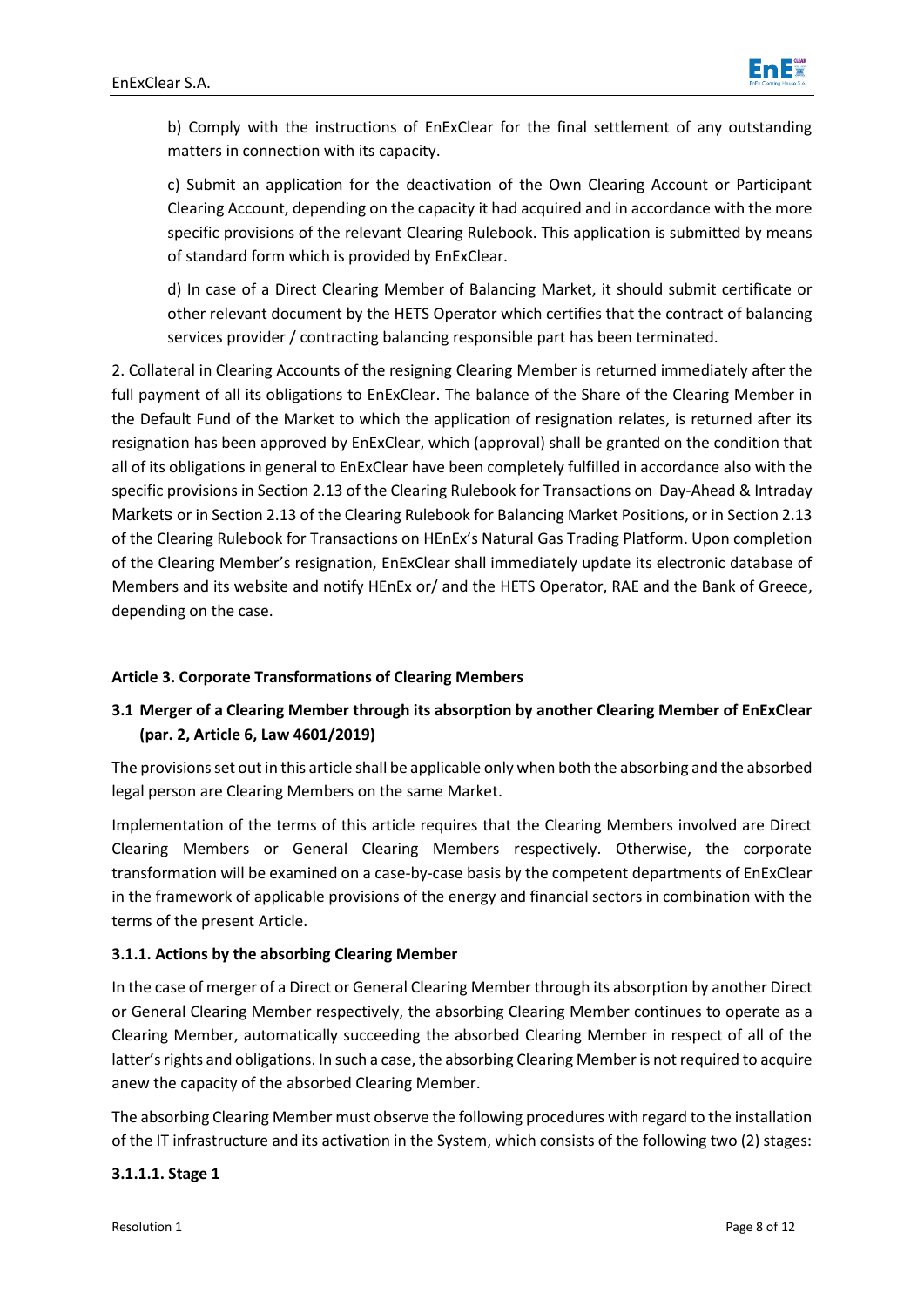b) Comply with the instructions of EnExClear for the final settlement of any outstanding matters in connection with its capacity.

c) Submit an application for the deactivation of the Own Clearing Account or Participant Clearing Account, depending on the capacity it had acquired and in accordance with the more specific provisions of the relevant Clearing Rulebook. This application is submitted by means of standard form which is provided by EnExClear.

d) In case of a Direct Clearing Member of Balancing Market, it should submit certificate or other relevant document by the HETS Operator which certifies that the contract of balancing services provider / contracting balancing responsible part has been terminated.

2. Collateral in Clearing Accounts of the resigning Clearing Member is returned immediately after the full payment of all its obligations to EnExClear. The balance of the Share of the Clearing Member in the Default Fund of the Market to which the application of resignation relates, is returned after its resignation has been approved by EnExClear, which (approval) shall be granted on the condition that all of its obligations in general to EnExClear have been completely fulfilled in accordance also with the specific provisions in Section 2.13 of the Clearing Rulebook for Transactions on Day-Ahead & Intraday Markets or in Section 2.13 of the Clearing Rulebook for Balancing Market Positions, or in Section 2.13 of the Clearing Rulebook for Transactions on HEnEx's Natural Gas Trading Platform. Upon completion of the Clearing Member's resignation, EnExClear shall immediately update its electronic database of Members and its website and notify HEnEx or/ and the HETS Operator, RAE and the Bank of Greece, depending on the case.

## Article 3. Corporate Transformations of Clearing Members

### 3.1 Merger of a Clearing Member through its absorption by another Clearing Member of EnExClear (par. 2, Article 6, Law 4601/2019)

The provisions set out in this article shall be applicable only when both the absorbing and the absorbed legal person are Clearing Members on the same Market.

Implementation of the terms of this article requires that the Clearing Members involved are Direct Clearing Members or General Clearing Members respectively. Otherwise, the corporate transformation will be examined on a case-by-case basis by the competent departments of EnExClear in the framework of applicable provisions of the energy and financial sectors in combination with the terms of the present Article.

#### 3.1.1. Actions by the absorbing Clearing Member

In the case of merger of a Direct or General Clearing Member through its absorption by another Direct or General Clearing Member respectively, the absorbing Clearing Member continues to operate as a Clearing Member, automatically succeeding the absorbed Clearing Member in respect of all of the latter's rights and obligations. In such a case, the absorbing Clearing Member is not required to acquire anew the capacity of the absorbed Clearing Member.

The absorbing Clearing Member must observe the following procedures with regard to the installation of the IT infrastructure and its activation in the System, which consists of the following two (2) stages:

#### 3.1.1.1. Stage 1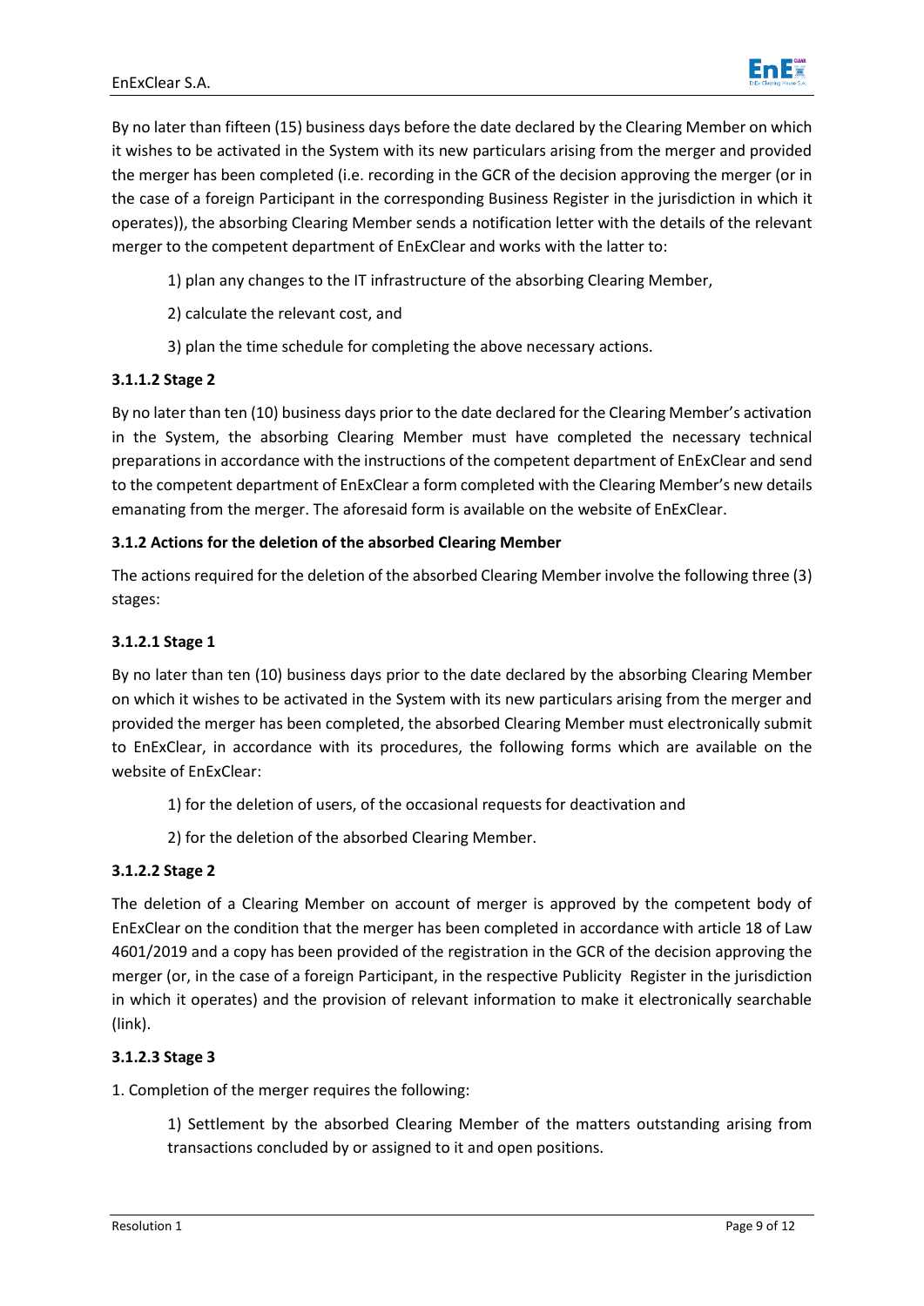By no later than fifteen (15) business days before the date declared by the Clearing Member on which it wishes to be activated in the System with its new particulars arising from the merger and provided the merger has been completed (i.e. recording in the GCR of the decision approving the merger (or in the case of a foreign Participant in the corresponding Business Register in the jurisdiction in which it operates)), the absorbing Clearing Member sends a notification letter with the details of the relevant merger to the competent department of EnExClear and works with the latter to:

1) plan any changes to the IT infrastructure of the absorbing Clearing Member,

2) calculate the relevant cost, and

3) plan the time schedule for completing the above necessary actions.

#### 3.1.1.2 Stage 2

By no later than ten (10) business days prior to the date declared for the Clearing Member's activation in the System, the absorbing Clearing Member must have completed the necessary technical preparations in accordance with the instructions of the competent department of EnExClear and send to the competent department of EnExClear a form completed with the Clearing Member's new details emanating from the merger. The aforesaid form is available on the website of EnExClear.

### 3.1.2 Actions for the deletion of the absorbed Clearing Member

The actions required for the deletion of the absorbed Clearing Member involve the following three (3) stages:

#### 3.1.2.1 Stage 1

By no later than ten (10) business days prior to the date declared by the absorbing Clearing Member on which it wishes to be activated in the System with its new particulars arising from the merger and provided the merger has been completed, the absorbed Clearing Member must electronically submit to EnExClear, in accordance with its procedures, the following forms which are available on the website of EnExClear:

1) for the deletion of users, of the occasional requests for deactivation and

2) for the deletion of the absorbed Clearing Member.

#### 3.1.2.2 Stage 2

The deletion of a Clearing Member on account of merger is approved by the competent body of EnExClear on the condition that the merger has been completed in accordance with article 18 of Law 4601/2019 and a copy has been provided of the registration in the GCR of the decision approving the merger (or, in the case of a foreign Participant, in the respective Publicity Register in the jurisdiction in which it operates) and the provision of relevant information to make it electronically searchable (link).

#### 3.1.2.3 Stage 3

1. Completion of the merger requires the following:

1) Settlement by the absorbed Clearing Member of the matters outstanding arising from transactions concluded by or assigned to it and open positions.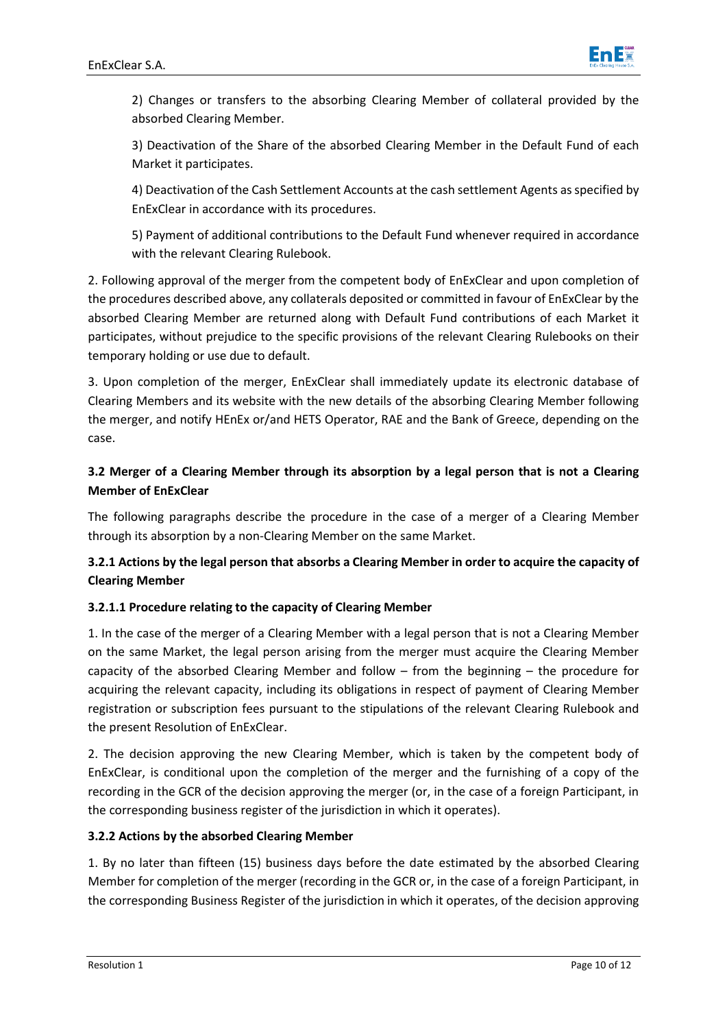2) Changes or transfers to the absorbing Clearing Member of collateral provided by the absorbed Clearing Member.

3) Deactivation of the Share of the absorbed Clearing Member in the Default Fund of each Market it participates.

4) Deactivation of the Cash Settlement Accounts at the cash settlement Agents as specified by EnExClear in accordance with its procedures.

5) Payment of additional contributions to the Default Fund whenever required in accordance with the relevant Clearing Rulebook.

2. Following approval of the merger from the competent body of EnExClear and upon completion of the procedures described above, any collaterals deposited or committed in favour of EnExClear by the absorbed Clearing Member are returned along with Default Fund contributions of each Market it participates, without prejudice to the specific provisions of the relevant Clearing Rulebooks on their temporary holding or use due to default.

3. Upon completion of the merger, EnExClear shall immediately update its electronic database of Clearing Members and its website with the new details of the absorbing Clearing Member following the merger, and notify HEnEx or/and HETS Operator, RAE and the Bank of Greece, depending on the case.

### 3.2 Merger of a Clearing Member through its absorption by a legal person that is not a Clearing Member of EnExClear

The following paragraphs describe the procedure in the case of a merger of a Clearing Member through its absorption by a non-Clearing Member on the same Market.

#### 3.2.1 Actions by the legal person that absorbs a Clearing Member in order to acquire the capacity of Clearing Member

##### 3.2.1.1 Procedure relating to the capacity of Clearing Member

1. In the case of the merger of a Clearing Member with a legal person that is not a Clearing Member on the same Market, the legal person arising from the merger must acquire the Clearing Member capacity of the absorbed Clearing Member and follow – from the beginning – the procedure for acquiring the relevant capacity, including its obligations in respect of payment of Clearing Member registration or subscription fees pursuant to the stipulations of the relevant Clearing Rulebook and the present Resolution of EnExClear.

2. The decision approving the new Clearing Member, which is taken by the competent body of EnExClear, is conditional upon the completion of the merger and the furnishing of a copy of the recording in the GCR of the decision approving the merger (or, in the case of a foreign Participant, in the corresponding business register of the jurisdiction in which it operates).

#### 3.2.2 Actions by the absorbed Clearing Member

1. By no later than fifteen (15) business days before the date estimated by the absorbed Clearing Member for completion of the merger (recording in the GCR or, in the case of a foreign Participant, in the corresponding Business Register of the jurisdiction in which it operates, of the decision approving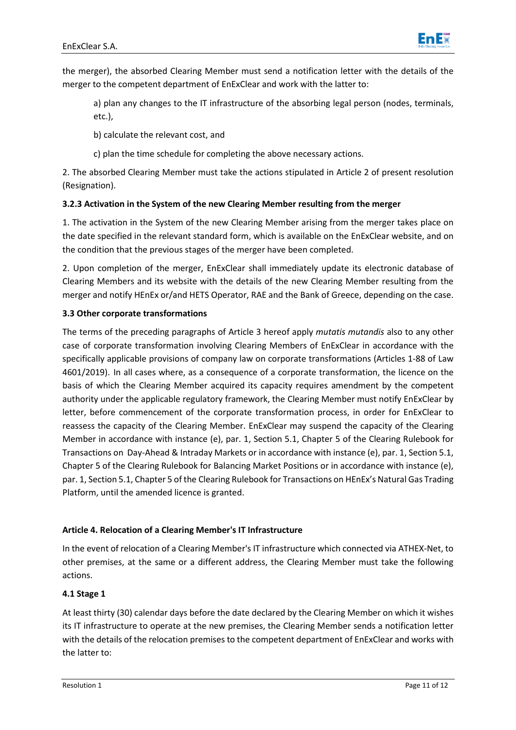the merger), the absorbed Clearing Member must send a notification letter with the details of the merger to the competent department of EnExClear and work with the latter to:

a) plan any changes to the IT infrastructure of the absorbing legal person (nodes, terminals, etc.),

b) calculate the relevant cost, and

c) plan the time schedule for completing the above necessary actions.

2. The absorbed Clearing Member must take the actions stipulated in Article 2 of present resolution (Resignation).

#### 3.2.3 Activation in the System of the new Clearing Member resulting from the merger

1. The activation in the System of the new Clearing Member arising from the merger takes place on the date specified in the relevant standard form, which is available on the EnExClear website, and on the condition that the previous stages of the merger have been completed.

2. Upon completion of the merger, EnExClear shall immediately update its electronic database of Clearing Members and its website with the details of the new Clearing Member resulting from the merger and notify HEnEx or/and HETS Operator, RAE and the Bank of Greece, depending on the case.

### 3.3 Other corporate transformations

The terms of the preceding paragraphs of Article 3 hereof apply *mutatis mutandis* also to any other case of corporate transformation involving Clearing Members of EnExClear in accordance with the specifically applicable provisions of company law on corporate transformations (Articles 1-88 of Law 4601/2019). In all cases where, as a consequence of a corporate transformation, the licence on the basis of which the Clearing Member acquired its capacity requires amendment by the competent authority under the applicable regulatory framework, the Clearing Member must notify EnExClear by letter, before commencement of the corporate transformation process, in order for EnExClear to reassess the capacity of the Clearing Member. EnExClear may suspend the capacity of the Clearing Member in accordance with instance (e), par. 1, Section 5.1, Chapter 5 of the Clearing Rulebook for Transactions on Day-Ahead & Intraday Markets or in accordance with instance (e), par. 1, Section 5.1, Chapter 5 of the Clearing Rulebook for Balancing Market Positions or in accordance with instance (e), par. 1, Section 5.1, Chapter 5 of the Clearing Rulebook for Transactions on HEnEx's Natural Gas Trading Platform, until the amended licence is granted.

## Article 4. Relocation of a Clearing Member's IT Infrastructure

In the event of relocation of a Clearing Member's IT infrastructure which connected via ATHEX-Net, to other premises, at the same or a different address, the Clearing Member must take the following actions.

### 4.1 Stage 1

At least thirty (30) calendar days before the date declared by the Clearing Member on which it wishes its IT infrastructure to operate at the new premises, the Clearing Member sends a notification letter with the details of the relocation premises to the competent department of EnExClear and works with the latter to: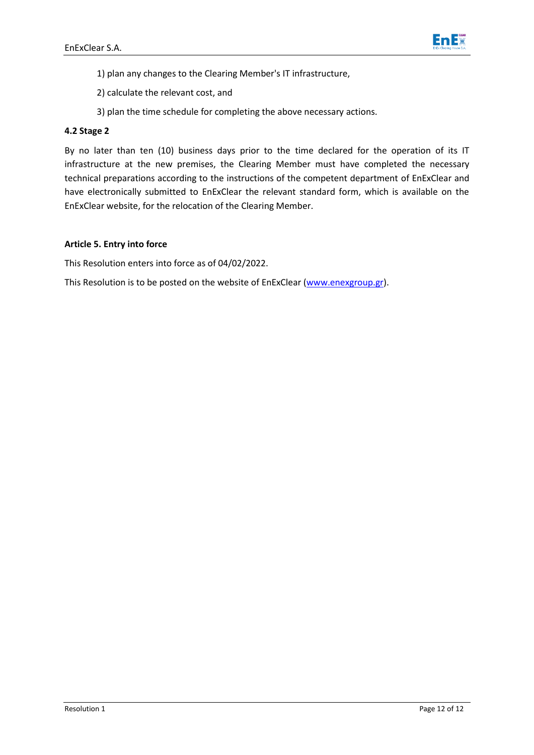1) plan any changes to the Clearing Member's IT infrastructure,

2) calculate the relevant cost, and

3) plan the time schedule for completing the above necessary actions.

**4.2 Stage 2**

By no later than ten (10) business days prior to the time declared for the operation of its IT infrastructure at the new premises, the Clearing Member must have completed the necessary technical preparations according to the instructions of the competent department of EnExClear and have electronically submitted to EnExClear the relevant standard form, which is available on the EnExClear website, for the relocation of the Clearing Member.

**Article 5. Entry into force**

This Resolution enters into force as of 04/02/2022.

This Resolution is to be posted on the website of EnExClear (www.enexgroup.gr).